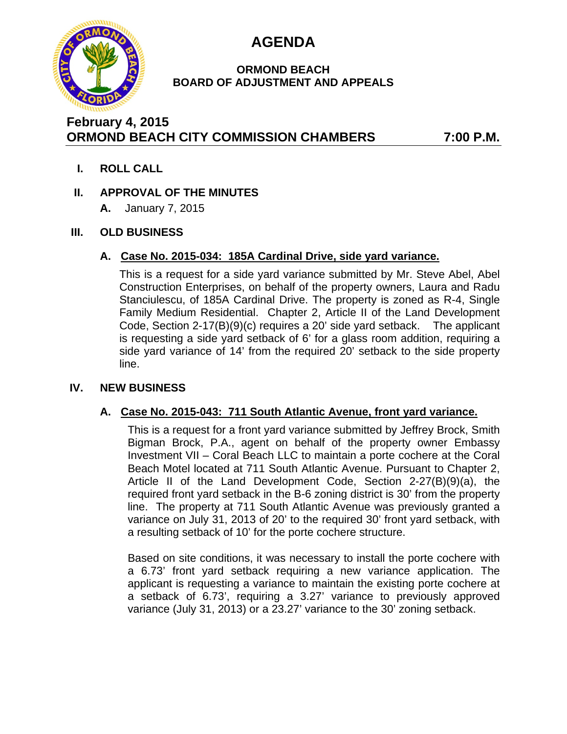# AGENDA

**ORMOND BEACH**
**BOARD OF ADJUSTMENT AND APPEALS**

**February 4, 2015**
**ORMOND BEACH CITY COMMISSION CHAMBERS 7:00 P.M.**

## I. ROLL CALL

## II. APPROVAL OF THE MINUTES

**A.** January 7, 2015

## III. OLD BUSINESS

### A. Case No. 2015-034: 185A Cardinal Drive, side yard variance.

This is a request for a side yard variance submitted by Mr. Steve Abel, Abel Construction Enterprises, on behalf of the property owners, Laura and Radu Stanciulescu, of 185A Cardinal Drive. The property is zoned as R-4, Single Family Medium Residential. Chapter 2, Article II of the Land Development Code, Section 2-17(B)(9)(c) requires a 20' side yard setback. The applicant is requesting a side yard setback of 6' for a glass room addition, requiring a side yard variance of 14' from the required 20' setback to the side property line.

## IV. NEW BUSINESS

### A. Case No. 2015-043: 711 South Atlantic Avenue, front yard variance.

This is a request for a front yard variance submitted by Jeffrey Brock, Smith Bigman Brock, P.A., agent on behalf of the property owner Embassy Investment VII – Coral Beach LLC to maintain a porte cochere at the Coral Beach Motel located at 711 South Atlantic Avenue. Pursuant to Chapter 2, Article II of the Land Development Code, Section 2-27(B)(9)(a), the required front yard setback in the B-6 zoning district is 30' from the property line. The property at 711 South Atlantic Avenue was previously granted a variance on July 31, 2013 of 20' to the required 30' front yard setback, with a resulting setback of 10' for the porte cochere structure.

Based on site conditions, it was necessary to install the porte cochere with a 6.73' front yard setback requiring a new variance application. The applicant is requesting a variance to maintain the existing porte cochere at a setback of 6.73', requiring a 3.27' variance to previously approved variance (July 31, 2013) or a 23.27' variance to the 30' zoning setback.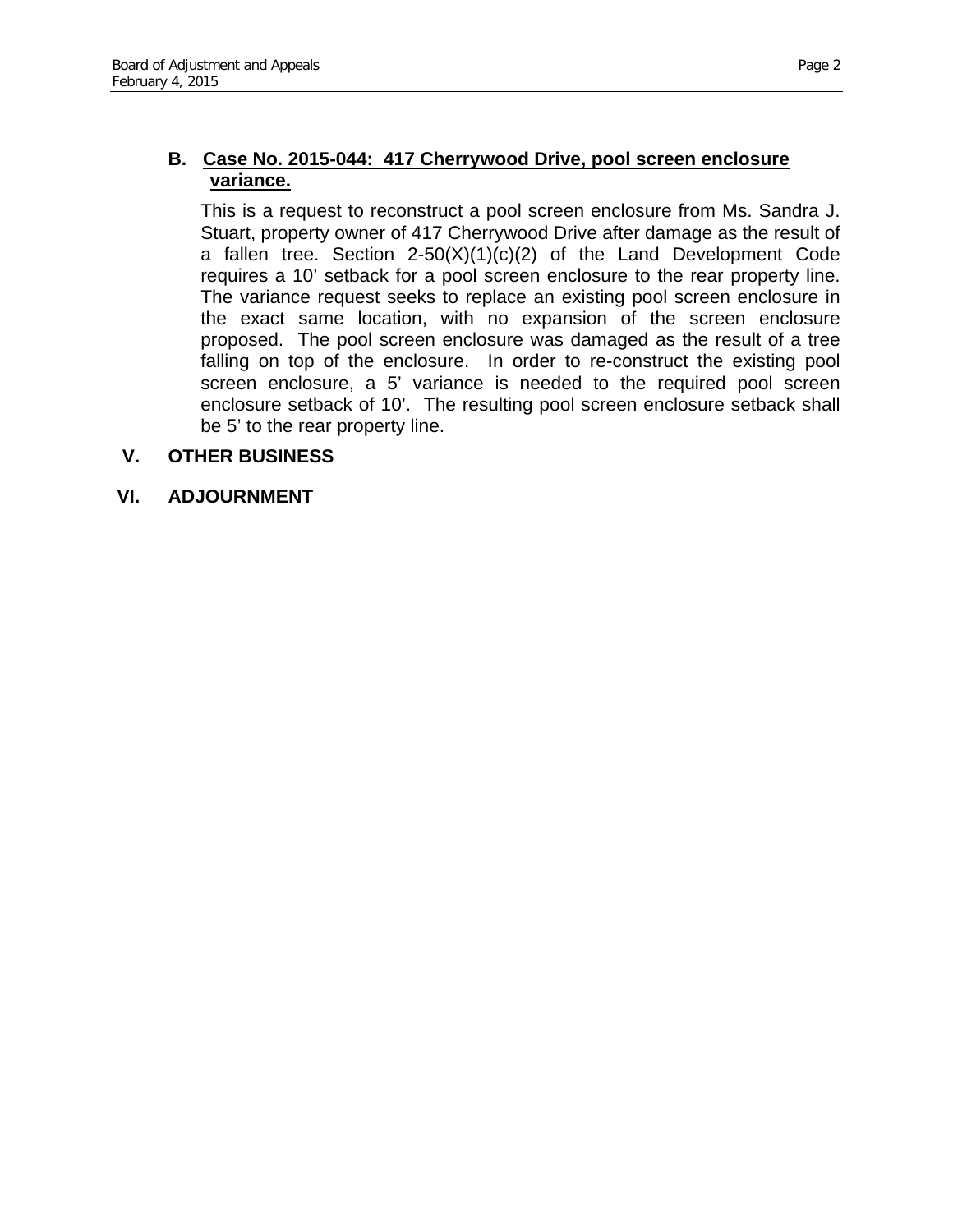**B. Case No. 2015-044: 417 Cherrywood Drive, pool screen enclosure variance.**

This is a request to reconstruct a pool screen enclosure from Ms. Sandra J. Stuart, property owner of 417 Cherrywood Drive after damage as the result of a fallen tree. Section 2-50(X)(1)(c)(2) of the Land Development Code requires a 10' setback for a pool screen enclosure to the rear property line. The variance request seeks to replace an existing pool screen enclosure in the exact same location, with no expansion of the screen enclosure proposed. The pool screen enclosure was damaged as the result of a tree falling on top of the enclosure. In order to re-construct the existing pool screen enclosure, a 5' variance is needed to the required pool screen enclosure setback of 10'. The resulting pool screen enclosure setback shall be 5' to the rear property line.

## V. OTHER BUSINESS

## VI. ADJOURNMENT